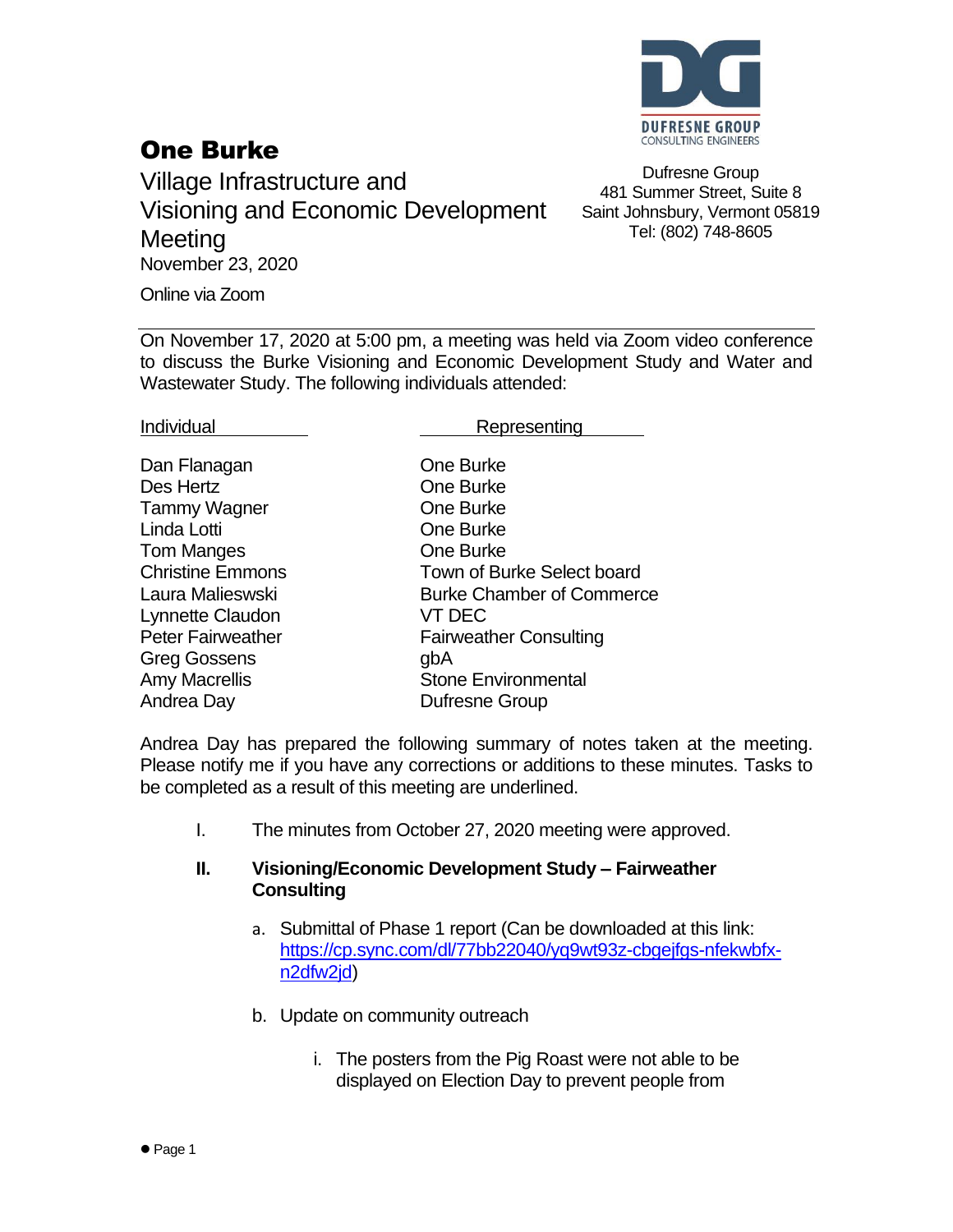# One Burke

Village Infrastructure and Visioning and Economic Development Meeting
November 23, 2020

Online via Zoom

DUFRESNE GROUP
CONSULTING ENGINEERS

Dufresne Group
481 Summer Street, Suite 8
Saint Johnsbury, Vermont 05819
Tel: (802) 748-8605

On November 17, 2020 at 5:00 pm, a meeting was held via Zoom video conference to discuss the Burke Visioning and Economic Development Study and Water and Wastewater Study. The following individuals attended:

| Individual | Representing |
|---|---|
| Dan Flanagan | One Burke |
| Des Hertz | One Burke |
| Tammy Wagner | One Burke |
| Linda Lotti | One Burke |
| Tom Manges | One Burke |
| Christine Emmons | Town of Burke Select board |
| Laura Malieswski | Burke Chamber of Commerce |
| Lynnette Claudon | VT DEC |
| Peter Fairweather | Fairweather Consulting |
| Greg Gossens | gbA |
| Amy Macrellis | Stone Environmental |
| Andrea Day | Dufresne Group |

Andrea Day has prepared the following summary of notes taken at the meeting. Please notify me if you have any corrections or additions to these minutes. Tasks to be completed as a result of this meeting are underlined.

I. The minutes from October 27, 2020 meeting were approved.

**II. Visioning/Economic Development Study – Fairweather Consulting**

a. Submittal of Phase 1 report (Can be downloaded at this link: [https://cp.sync.com/dl/77bb22040/yq9wt93z-cbgejfgs-nfekwbfx-n2dfw2jd](https://cp.sync.com/dl/77bb22040/yq9wt93z-cbgejfgs-nfekwbfx-n2dfw2jd))

b. Update on community outreach

i. The posters from the Pig Roast were not able to be displayed on Election Day to prevent people from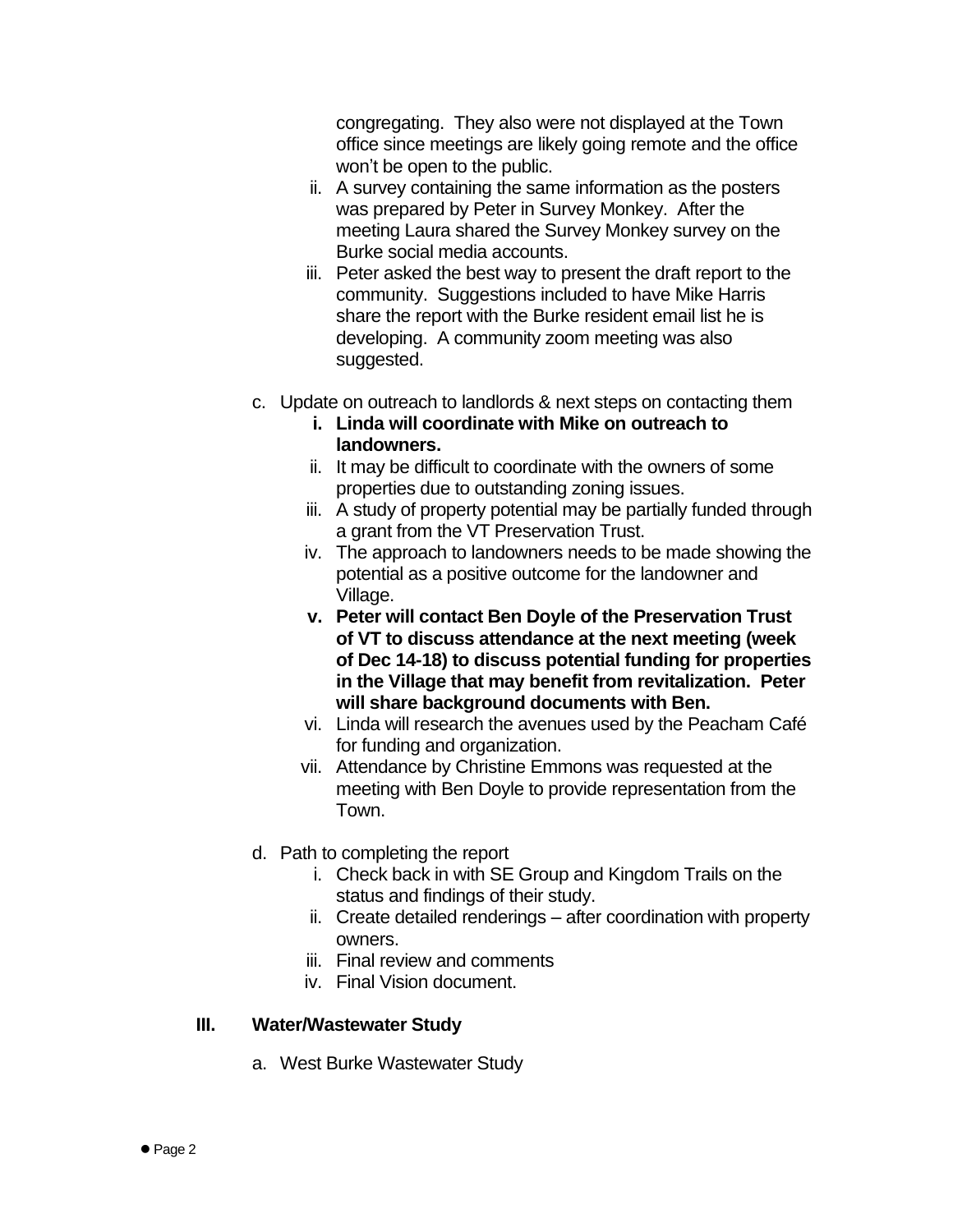congregating. They also were not displayed at the Town office since meetings are likely going remote and the office won't be open to the public.

   ii. A survey containing the same information as the posters was prepared by Peter in Survey Monkey. After the meeting Laura shared the Survey Monkey survey on the Burke social media accounts.
   iii. Peter asked the best way to present the draft report to the community. Suggestions included to have Mike Harris share the report with the Burke resident email list he is developing. A community zoom meeting was also suggested.

c. Update on outreach to landlords & next steps on contacting them
   i. **Linda will coordinate with Mike on outreach to landowners.**
   ii. It may be difficult to coordinate with the owners of some properties due to outstanding zoning issues.
   iii. A study of property potential may be partially funded through a grant from the VT Preservation Trust.
   iv. The approach to landowners needs to be made showing the potential as a positive outcome for the landowner and Village.
   v. **Peter will contact Ben Doyle of the Preservation Trust of VT to discuss attendance at the next meeting (week of Dec 14-18) to discuss potential funding for properties in the Village that may benefit from revitalization. Peter will share background documents with Ben.**
   vi. Linda will research the avenues used by the Peacham Café for funding and organization.
   vii. Attendance by Christine Emmons was requested at the meeting with Ben Doyle to provide representation from the Town.

d. Path to completing the report
   i. Check back in with SE Group and Kingdom Trails on the status and findings of their study.
   ii. Create detailed renderings – after coordination with property owners.
   iii. Final review and comments
   iv. Final Vision document.

## III. Water/Wastewater Study

a. West Burke Wastewater Study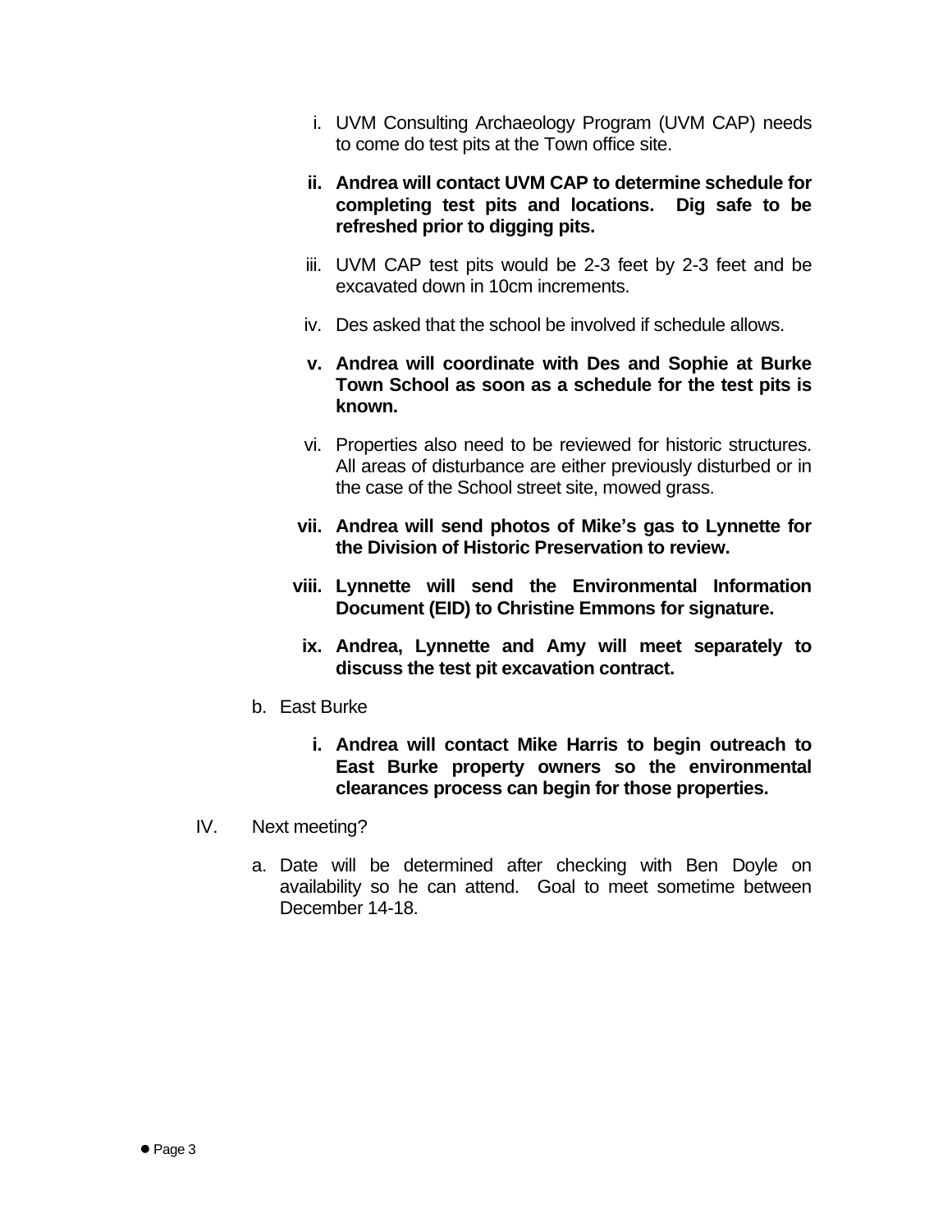i. UVM Consulting Archaeology Program (UVM CAP) needs to come do test pits at the Town office site.

**ii. Andrea will contact UVM CAP to determine schedule for completing test pits and locations. Dig safe to be refreshed prior to digging pits.**

iii. UVM CAP test pits would be 2-3 feet by 2-3 feet and be excavated down in 10cm increments.

iv. Des asked that the school be involved if schedule allows.

**v. Andrea will coordinate with Des and Sophie at Burke Town School as soon as a schedule for the test pits is known.**

vi. Properties also need to be reviewed for historic structures. All areas of disturbance are either previously disturbed or in the case of the School street site, mowed grass.

**vii. Andrea will send photos of Mike's gas to Lynnette for the Division of Historic Preservation to review.**

**viii. Lynnette will send the Environmental Information Document (EID) to Christine Emmons for signature.**

**ix. Andrea, Lynnette and Amy will meet separately to discuss the test pit excavation contract.**

b. East Burke

**i. Andrea will contact Mike Harris to begin outreach to East Burke property owners so the environmental clearances process can begin for those properties.**

IV. Next meeting?

a. Date will be determined after checking with Ben Doyle on availability so he can attend. Goal to meet sometime between December 14-18.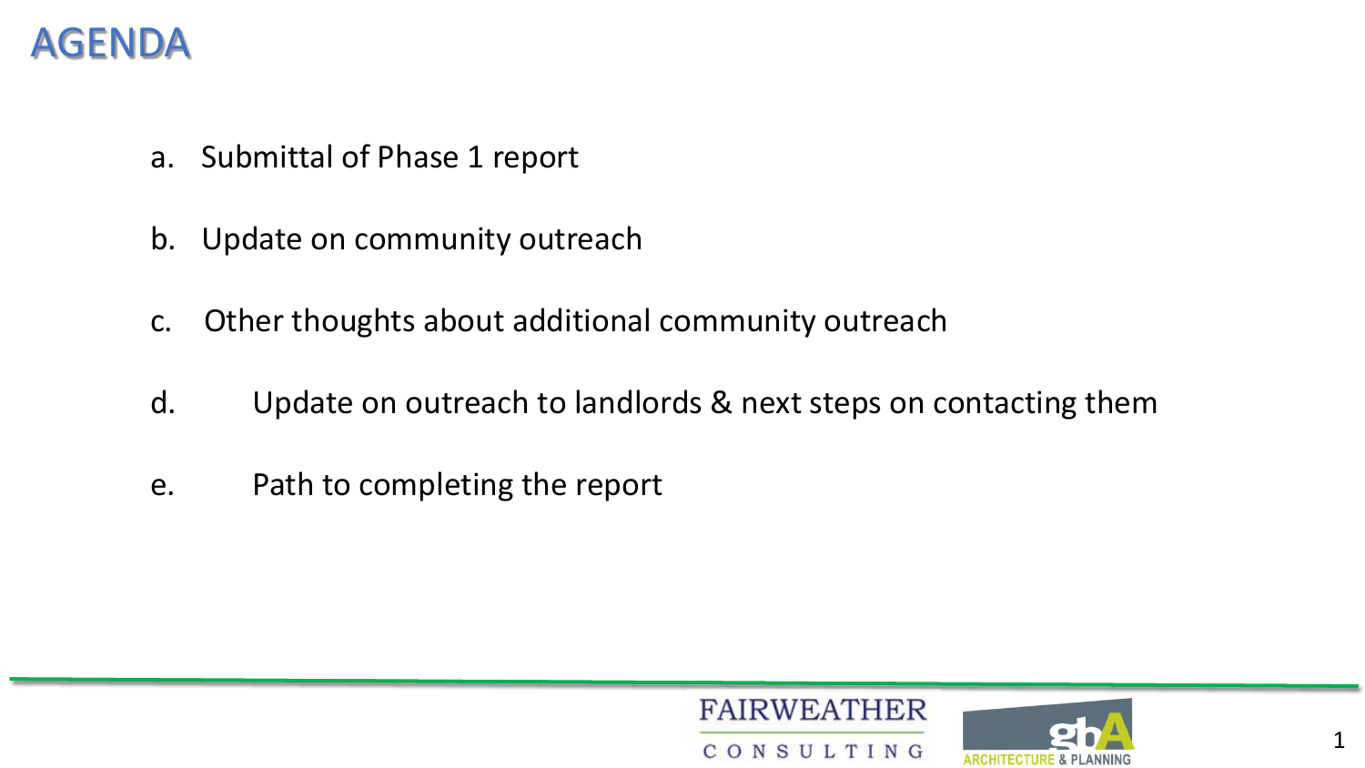# AGENDA

a. Submittal of Phase 1 report

b. Update on community outreach

c. Other thoughts about additional community outreach

d. Update on outreach to landlords & next steps on contacting them

e. Path to completing the report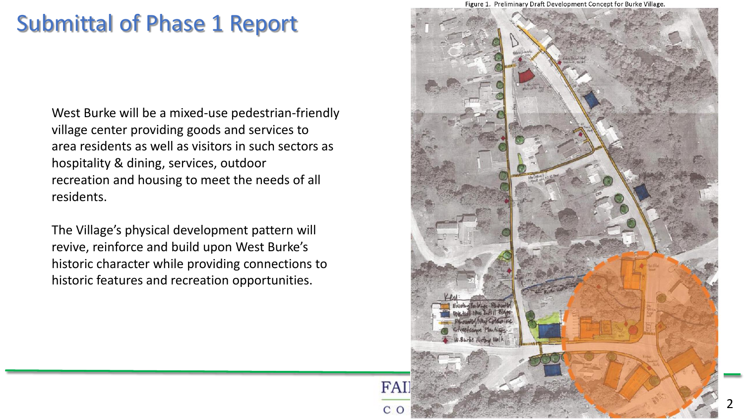# Submittal of Phase 1 Report

West Burke will be a mixed-use pedestrian-friendly village center providing goods and services to area residents as well as visitors in such sectors as hospitality & dining, services, outdoor recreation and housing to meet the needs of all residents.

The Village's physical development pattern will revive, reinforce and build upon West Burke's historic character while providing connections to historic features and recreation opportunities.

Figure 1. Preliminary Draft Development Concept for Burke Village.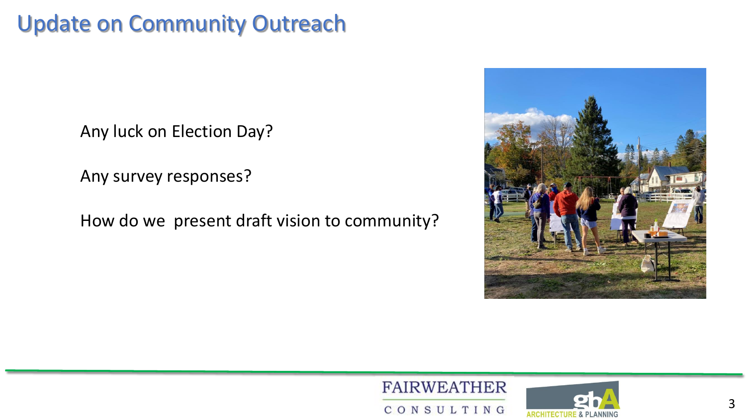# Update on Community Outreach

Any luck on Election Day?

Any survey responses?

How do we present draft vision to community?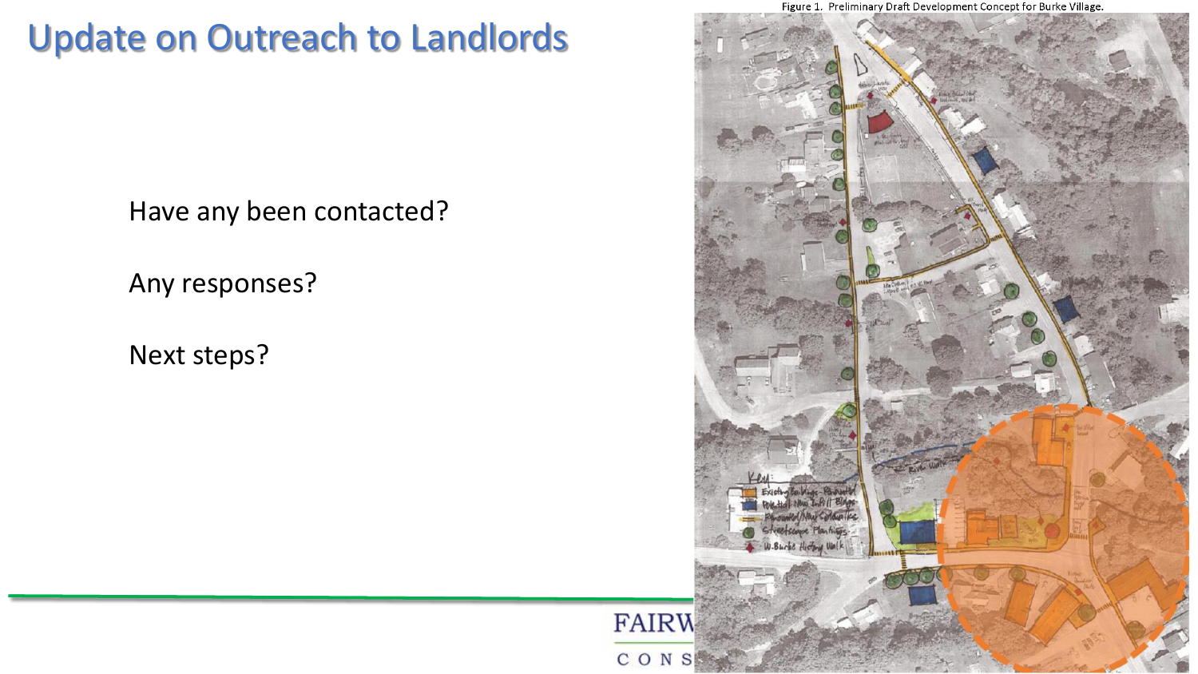# Update on Outreach to Landlords

Have any been contacted?

Any responses?

Next steps?

Figure 1. Preliminary Draft Development Concept for Burke Village.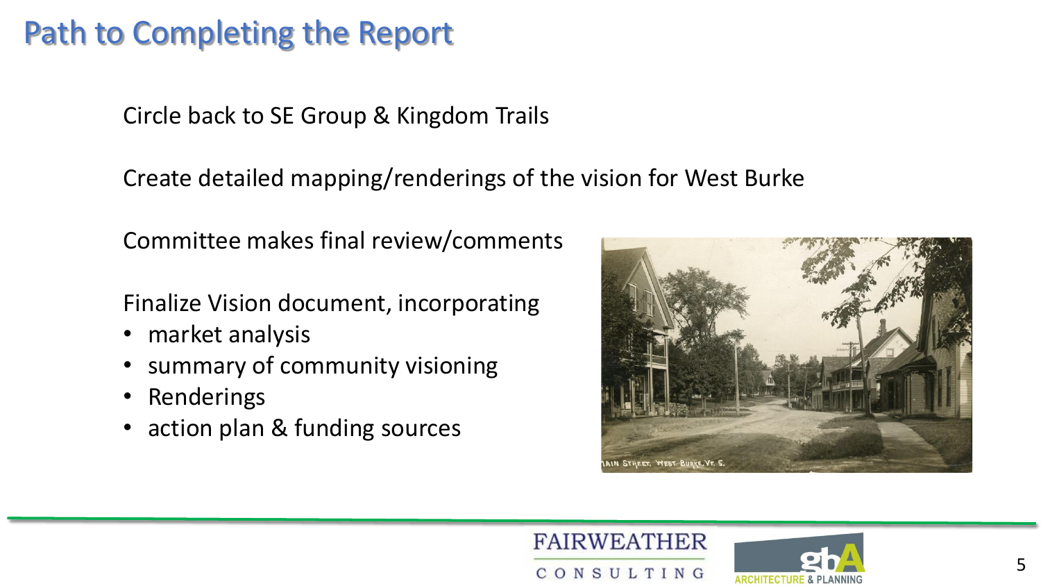# Path to Completing the Report

Circle back to SE Group & Kingdom Trails

Create detailed mapping/renderings of the vision for West Burke

Committee makes final review/comments

Finalize Vision document, incorporating

- market analysis
- summary of community visioning
- Renderings
- action plan & funding sources